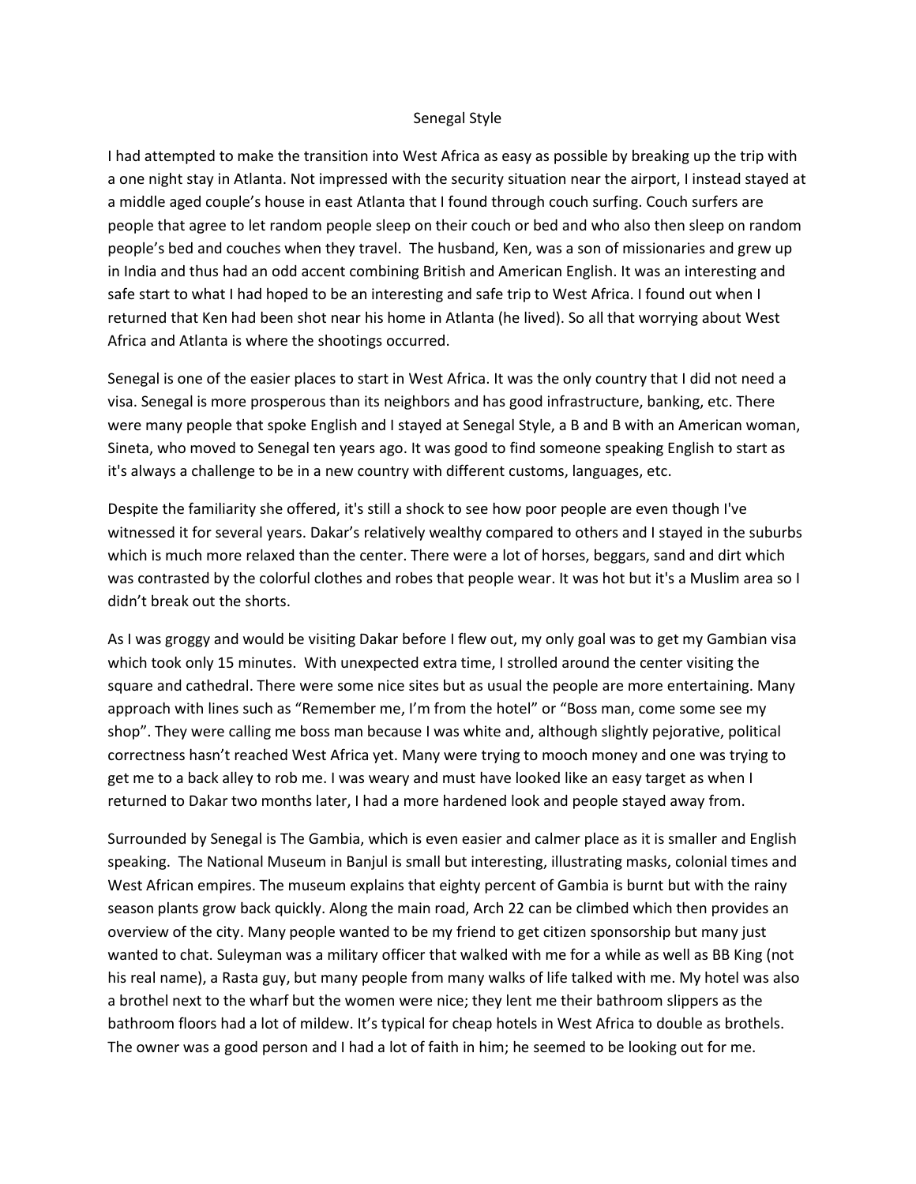# Senegal Style

I had attempted to make the transition into West Africa as easy as possible by breaking up the trip with a one night stay in Atlanta. Not impressed with the security situation near the airport, I instead stayed at a middle aged couple's house in east Atlanta that I found through couch surfing. Couch surfers are people that agree to let random people sleep on their couch or bed and who also then sleep on random people's bed and couches when they travel. The husband, Ken, was a son of missionaries and grew up in India and thus had an odd accent combining British and American English. It was an interesting and safe start to what I had hoped to be an interesting and safe trip to West Africa. I found out when I returned that Ken had been shot near his home in Atlanta (he lived). So all that worrying about West Africa and Atlanta is where the shootings occurred.

Senegal is one of the easier places to start in West Africa. It was the only country that I did not need a visa. Senegal is more prosperous than its neighbors and has good infrastructure, banking, etc. There were many people that spoke English and I stayed at Senegal Style, a B and B with an American woman, Sineta, who moved to Senegal ten years ago. It was good to find someone speaking English to start as it's always a challenge to be in a new country with different customs, languages, etc.

Despite the familiarity she offered, it's still a shock to see how poor people are even though I've witnessed it for several years. Dakar's relatively wealthy compared to others and I stayed in the suburbs which is much more relaxed than the center. There were a lot of horses, beggars, sand and dirt which was contrasted by the colorful clothes and robes that people wear. It was hot but it's a Muslim area so I didn't break out the shorts.

As I was groggy and would be visiting Dakar before I flew out, my only goal was to get my Gambian visa which took only 15 minutes. With unexpected extra time, I strolled around the center visiting the square and cathedral. There were some nice sites but as usual the people are more entertaining. Many approach with lines such as "Remember me, I'm from the hotel" or "Boss man, come some see my shop". They were calling me boss man because I was white and, although slightly pejorative, political correctness hasn't reached West Africa yet. Many were trying to mooch money and one was trying to get me to a back alley to rob me. I was weary and must have looked like an easy target as when I returned to Dakar two months later, I had a more hardened look and people stayed away from.

Surrounded by Senegal is The Gambia, which is even easier and calmer place as it is smaller and English speaking. The National Museum in Banjul is small but interesting, illustrating masks, colonial times and West African empires. The museum explains that eighty percent of Gambia is burnt but with the rainy season plants grow back quickly. Along the main road, Arch 22 can be climbed which then provides an overview of the city. Many people wanted to be my friend to get citizen sponsorship but many just wanted to chat. Suleyman was a military officer that walked with me for a while as well as BB King (not his real name), a Rasta guy, but many people from many walks of life talked with me. My hotel was also a brothel next to the wharf but the women were nice; they lent me their bathroom slippers as the bathroom floors had a lot of mildew. It's typical for cheap hotels in West Africa to double as brothels. The owner was a good person and I had a lot of faith in him; he seemed to be looking out for me.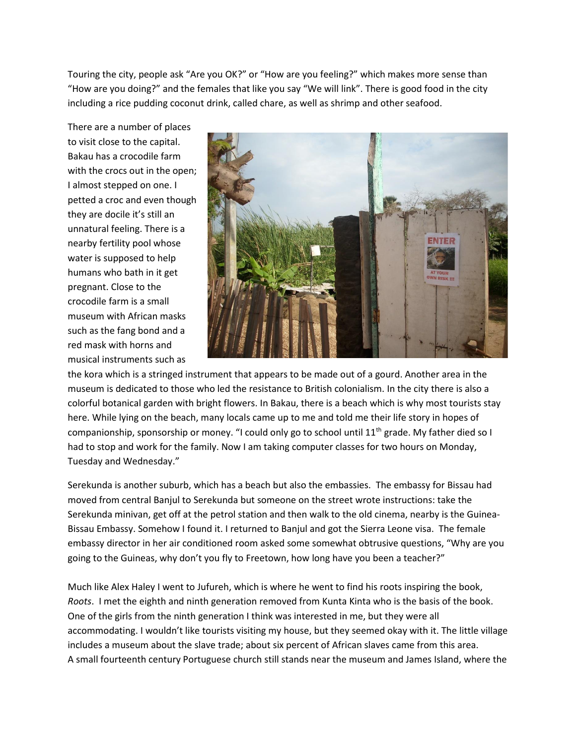Touring the city, people ask “Are you OK?” or “How are you feeling?” which makes more sense than “How are you doing?” and the females that like you say “We will link”. There is good food in the city including a rice pudding coconut drink, called chare, as well as shrimp and other seafood.

There are a number of places to visit close to the capital. Bakau has a crocodile farm with the crocs out in the open; I almost stepped on one. I petted a croc and even though they are docile it’s still an unnatural feeling. There is a nearby fertility pool whose water is supposed to help humans who bath in it get pregnant. Close to the crocodile farm is a small museum with African masks such as the fang bond and a red mask with horns and musical instruments such as the kora which is a stringed instrument that appears to be made out of a gourd. Another area in the museum is dedicated to those who led the resistance to British colonialism. In the city there is also a colorful botanical garden with bright flowers. In Bakau, there is a beach which is why most tourists stay here. While lying on the beach, many locals came up to me and told me their life story in hopes of companionship, sponsorship or money. “I could only go to school until 11th grade. My father died so I had to stop and work for the family. Now I am taking computer classes for two hours on Monday, Tuesday and Wednesday.”

Serekunda is another suburb, which has a beach but also the embassies. The embassy for Bissau had moved from central Banjul to Serekunda but someone on the street wrote instructions: take the Serekunda minivan, get off at the petrol station and then walk to the old cinema, nearby is the Guinea-Bissau Embassy. Somehow I found it. I returned to Banjul and got the Sierra Leone visa. The female embassy director in her air conditioned room asked some somewhat obtrusive questions, “Why are you going to the Guineas, why don’t you fly to Freetown, how long have you been a teacher?”

Much like Alex Haley I went to Jufureh, which is where he went to find his roots inspiring the book, *Roots*. I met the eighth and ninth generation removed from Kunta Kinta who is the basis of the book. One of the girls from the ninth generation I think was interested in me, but they were all accommodating. I wouldn’t like tourists visiting my house, but they seemed okay with it. The little village includes a museum about the slave trade; about six percent of African slaves came from this area. A small fourteenth century Portuguese church still stands near the museum and James Island, where the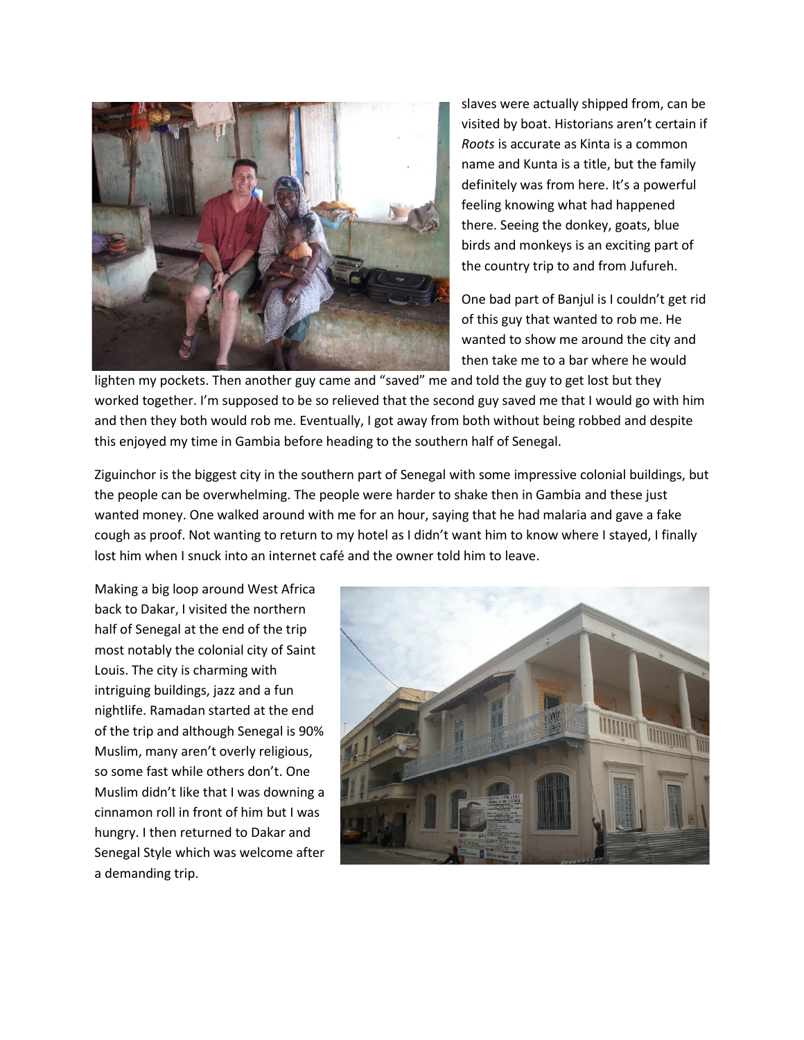slaves were actually shipped from, can be visited by boat. Historians aren't certain if *Roots* is accurate as Kinta is a common name and Kunta is a title, but the family definitely was from here. It's a powerful feeling knowing what had happened there. Seeing the donkey, goats, blue birds and monkeys is an exciting part of the country trip to and from Jufureh.

One bad part of Banjul is I couldn't get rid of this guy that wanted to rob me. He wanted to show me around the city and then take me to a bar where he would lighten my pockets. Then another guy came and "saved" me and told the guy to get lost but they worked together. I'm supposed to be so relieved that the second guy saved me that I would go with him and then they both would rob me. Eventually, I got away from both without being robbed and despite this enjoyed my time in Gambia before heading to the southern half of Senegal.

Ziguinchor is the biggest city in the southern part of Senegal with some impressive colonial buildings, but the people can be overwhelming. The people were harder to shake then in Gambia and these just wanted money. One walked around with me for an hour, saying that he had malaria and gave a fake cough as proof. Not wanting to return to my hotel as I didn't want him to know where I stayed, I finally lost him when I snuck into an internet café and the owner told him to leave.

Making a big loop around West Africa back to Dakar, I visited the northern half of Senegal at the end of the trip most notably the colonial city of Saint Louis. The city is charming with intriguing buildings, jazz and a fun nightlife. Ramadan started at the end of the trip and although Senegal is 90% Muslim, many aren't overly religious, so some fast while others don't. One Muslim didn't like that I was downing a cinnamon roll in front of him but I was hungry. I then returned to Dakar and Senegal Style which was welcome after a demanding trip.